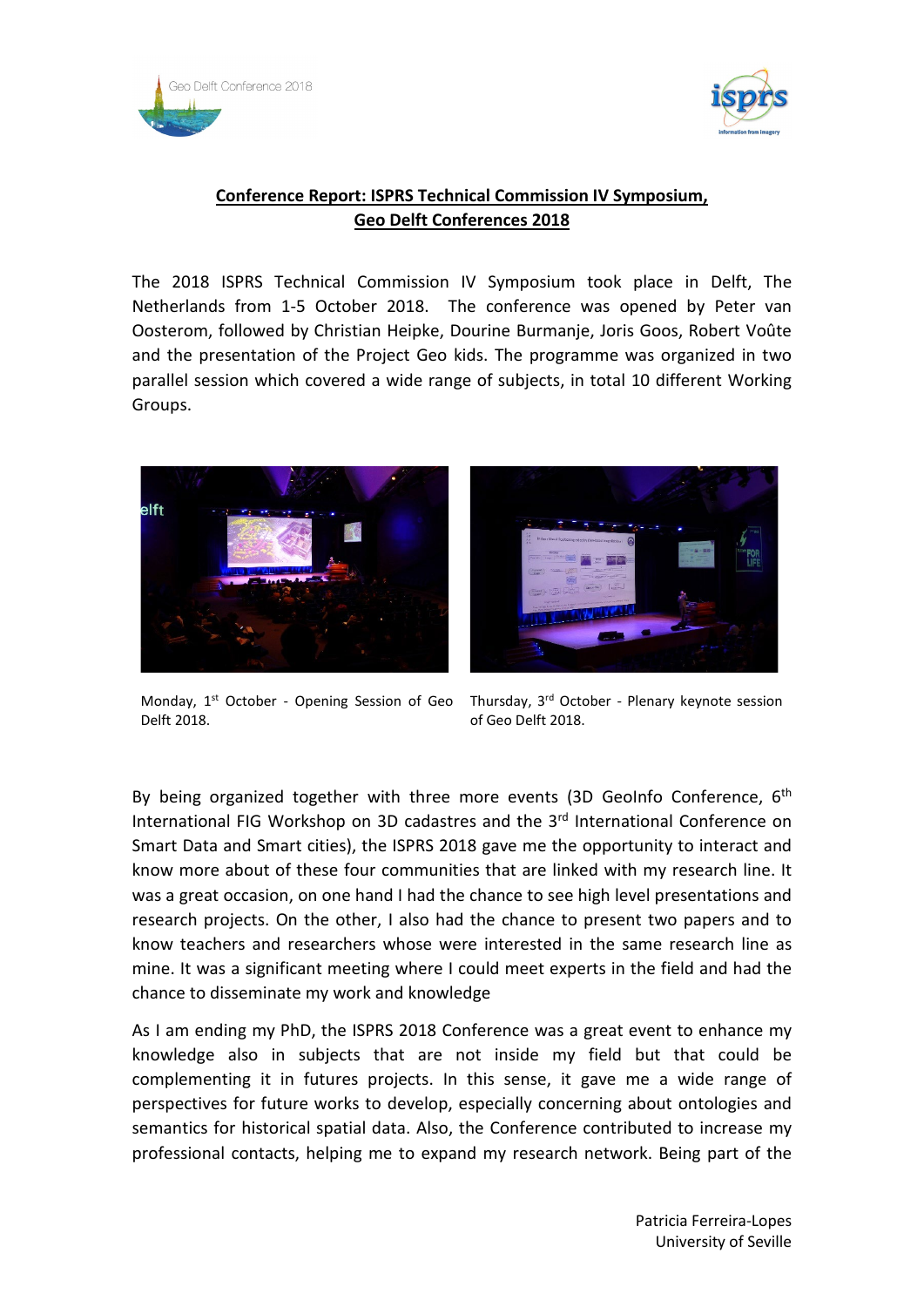**Conference Report: ISPRS Technical Commission IV Symposium,**
**Geo Delft Conferences 2018**

The 2018 ISPRS Technical Commission IV Symposium took place in Delft, The Netherlands from 1-5 October 2018. The conference was opened by Peter van Oosterom, followed by Christian Heipke, Dourine Burmanje, Joris Goos, Robert Voûte and the presentation of the Project Geo kids. The programme was organized in two parallel session which covered a wide range of subjects, in total 10 different Working Groups.

Monday, 1st October - Opening Session of Geo Delft 2018.

Thursday, 3rd October - Plenary keynote session of Geo Delft 2018.

By being organized together with three more events (3D GeoInfo Conference, 6th International FIG Workshop on 3D cadastres and the 3rd International Conference on Smart Data and Smart cities), the ISPRS 2018 gave me the opportunity to interact and know more about of these four communities that are linked with my research line. It was a great occasion, on one hand I had the chance to see high level presentations and research projects. On the other, I also had the chance to present two papers and to know teachers and researchers whose were interested in the same research line as mine. It was a significant meeting where I could meet experts in the field and had the chance to disseminate my work and knowledge

As I am ending my PhD, the ISPRS 2018 Conference was a great event to enhance my knowledge also in subjects that are not inside my field but that could be complementing it in futures projects. In this sense, it gave me a wide range of perspectives for future works to develop, especially concerning about ontologies and semantics for historical spatial data. Also, the Conference contributed to increase my professional contacts, helping me to expand my research network. Being part of the

Patricia Ferreira-Lopes
University of Seville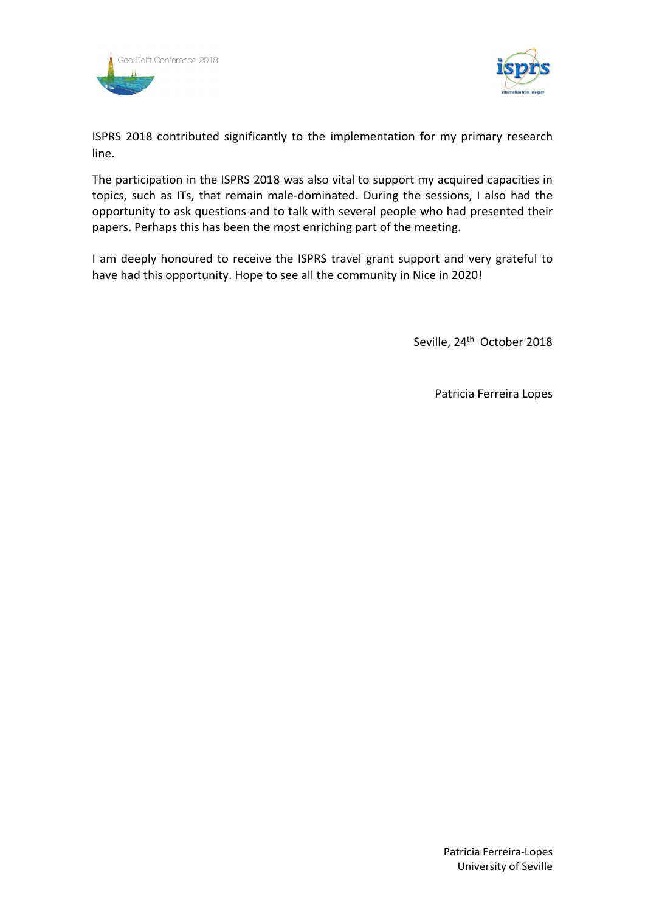ISPRS 2018 contributed significantly to the implementation for my primary research line.

The participation in the ISPRS 2018 was also vital to support my acquired capacities in topics, such as ITs, that remain male-dominated. During the sessions, I also had the opportunity to ask questions and to talk with several people who had presented their papers. Perhaps this has been the most enriching part of the meeting.

I am deeply honoured to receive the ISPRS travel grant support and very grateful to have had this opportunity. Hope to see all the community in Nice in 2020!

Seville, 24th October 2018

Patricia Ferreira Lopes